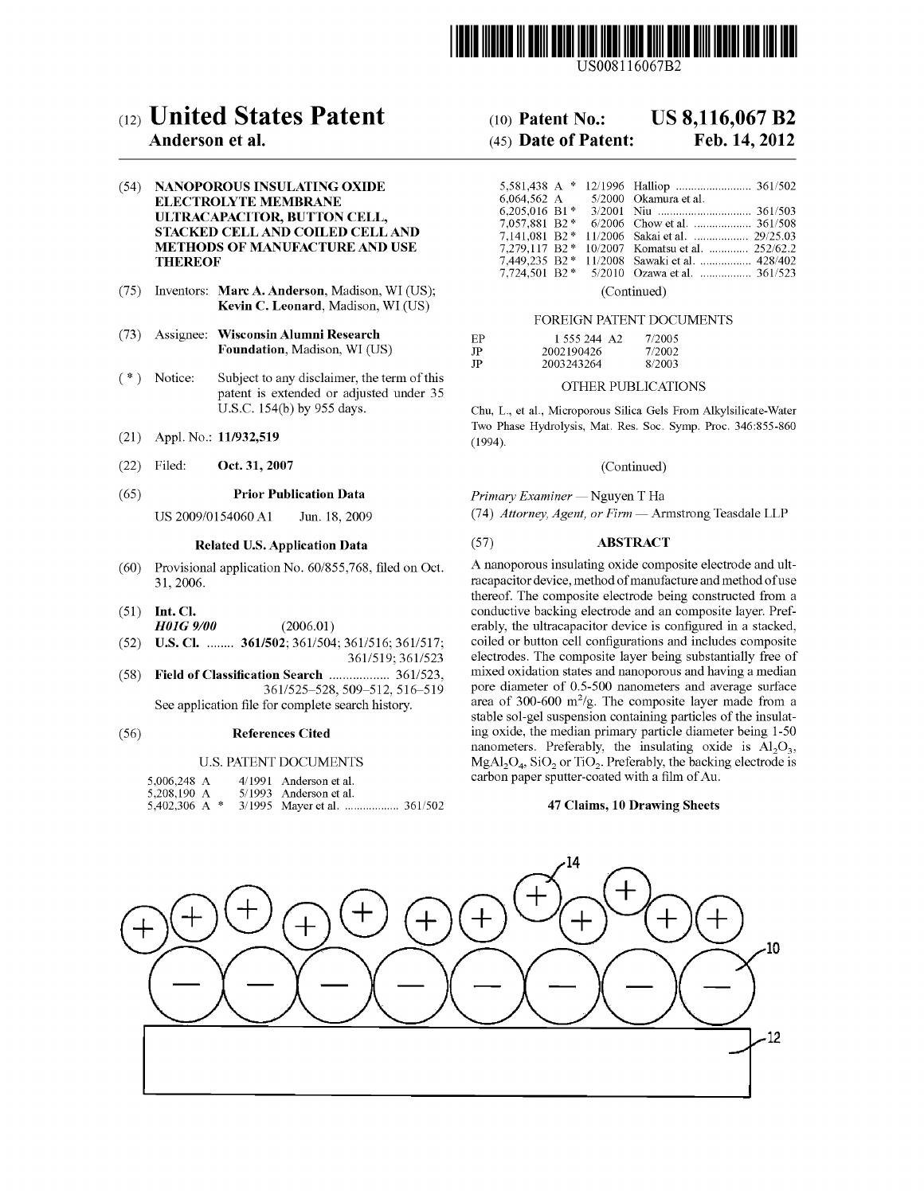US008116067B2

# (12) United States Patent
**Anderson et al.**

(10) **Patent No.:** **US 8,116,067 B2**

(45) **Date of Patent:** **Feb. 14, 2012**

(54) **NANOPOROUS INSULATING OXIDE ELECTROLYTE MEMBRANE ULTRACAPACITOR, BUTTON CELL, STACKED CELL AND COILED CELL AND METHODS OF MANUFACTURE AND USE THEREOF**

(75) Inventors: **Marc A. Anderson**, Madison, WI (US); **Kevin C. Leonard**, Madison, WI (US)

(73) Assignee: **Wisconsin Alumni Research Foundation**, Madison, WI (US)

(*) Notice: Subject to any disclaimer, the term of this patent is extended or adjusted under 35 U.S.C. 154(b) by 955 days.

(21) Appl. No.: **11/932,519**

(22) Filed: **Oct. 31, 2007**

(65) **Prior Publication Data**

US 2009/0154060 A1 Jun. 18, 2009

**Related U.S. Application Data**

(60) Provisional application No. 60/855,768, filed on Oct. 31, 2006.

(51) **Int. Cl.**
***H01G 9/00*** (2006.01)

(52) **U.S. Cl.** ........ **361/502**; 361/504; 361/516; 361/517; 361/519; 361/523

(58) **Field of Classification Search** .................. 361/523, 361/525–528, 509–512, 516–519
See application file for complete search history.

(56) **References Cited**

U.S. PATENT DOCUMENTS

| | | |
|---|---|---|
| 5,006,248 A | 4/1991 | Anderson et al. |
| 5,208,190 A | 5/1993 | Anderson et al. |
| 5,402,306 A * | 3/1995 | Mayer et al. .................. 361/502 |
| 5,581,438 A * | 12/1996 | Halliop ......................... 361/502 |
| 6,064,562 A | 5/2000 | Okamura et al. |
| 6,205,016 B1 * | 3/2001 | Niu ............................... 361/503 |
| 7,057,881 B2 * | 6/2006 | Chow et al. ................... 361/508 |
| 7,141,081 B2 * | 11/2006 | Sakai et al. .................. 29/25.03 |
| 7,279,117 B2 * | 10/2007 | Komatsu et al. ............. 252/62.2 |
| 7,449,235 B2 * | 11/2008 | Sawaki et al. ................. 428/402 |
| 7,724,501 B2 * | 5/2010 | Ozawa et al. ................. 361/523 |

(Continued)

FOREIGN PATENT DOCUMENTS

| | | |
|---|---|---|
| EP | 1 555 244 A2 | 7/2005 |
| JP | 2002190426 | 7/2002 |
| JP | 2003243264 | 8/2003 |

OTHER PUBLICATIONS

Chu, L., et al., Microporous Silica Gels From Alkylsilicate-Water Two Phase Hydrolysis, Mat. Res. Soc. Symp. Proc. 346:855-860 (1994).

(Continued)

*Primary Examiner* — Nguyen T Ha

(74) *Attorney, Agent, or Firm* — Armstrong Teasdale LLP

(57) **ABSTRACT**

A nanoporous insulating oxide composite electrode and ultracapacitor device, method of manufacture and method of use thereof. The composite electrode being constructed from a conductive backing electrode and an composite layer. Preferably, the ultracapacitor device is configured in a stacked, coiled or button cell configurations and includes composite electrodes. The composite layer being substantially free of mixed oxidation states and nanoporous and having a median pore diameter of 0.5-500 nanometers and average surface area of 300-600 $m^2/g$. The composite layer made from a stable sol-gel suspension containing particles of the insulating oxide, the median primary particle diameter being 1-50 nanometers. Preferably, the insulating oxide is $Al_2O_3$, $MgAl_2O_4$, $SiO_2$ or $TiO_2$. Preferably, the backing electrode is carbon paper sputter-coated with a film of Au.

**47 Claims, 10 Drawing Sheets**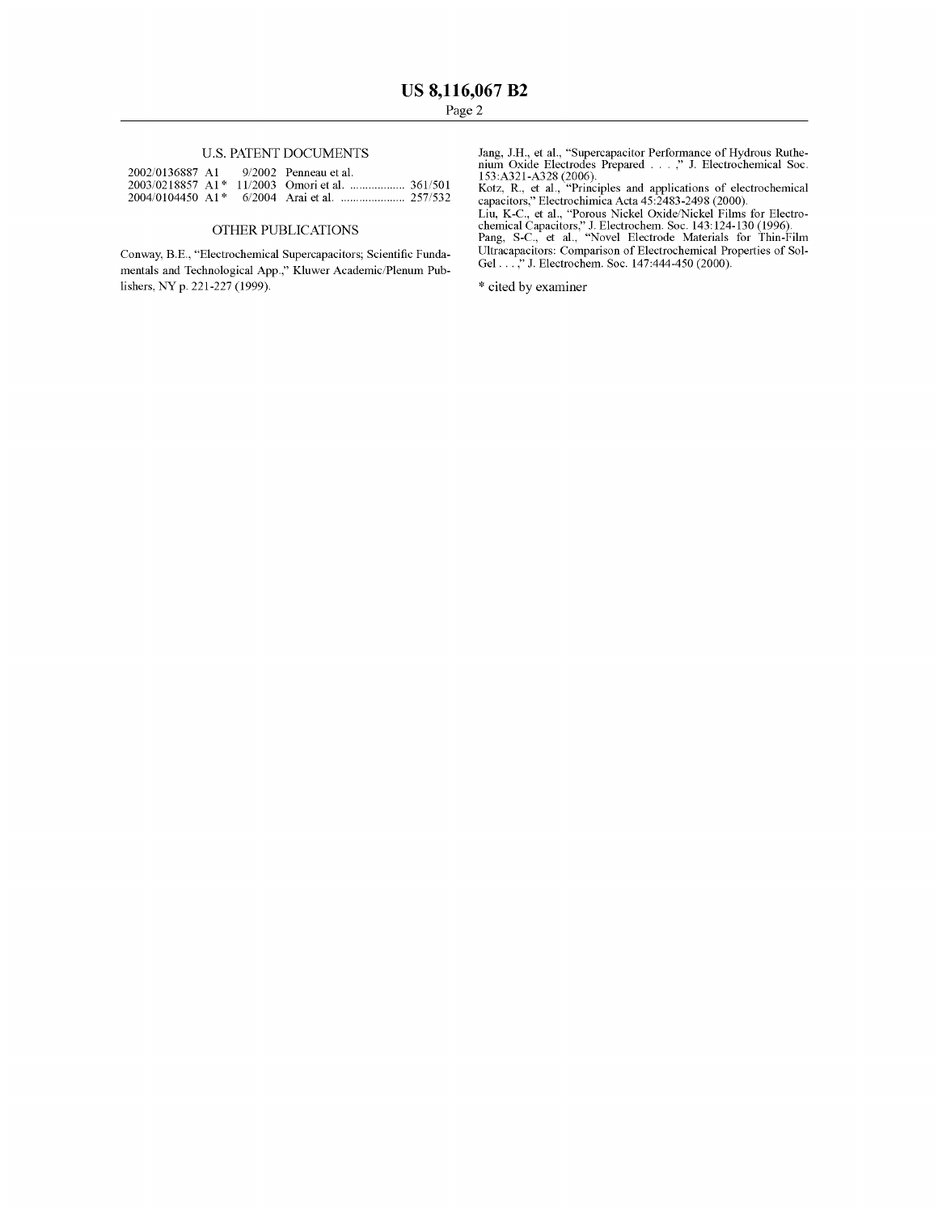## U.S. PATENT DOCUMENTS

| | | | |
|---|---|---|---|
| 2002/0136887 A1 | 9/2002 | Penneau et al. | |
| 2003/0218857 A1* | 11/2003 | Omori et al. | 361/501 |
| 2004/0104450 A1* | 6/2004 | Arai et al. | 257/532 |

## OTHER PUBLICATIONS

Conway, B.E., "Electrochemical Supercapacitors; Scientific Fundamentals and Technological App.," Kluwer Academic/Plenum Publishers, NY p. 221-227 (1999).

Jang, J.H., et al., "Supercapacitor Performance of Hydrous Ruthenium Oxide Electrodes Prepared . . . ," J. Electrochemical Soc. 153:A321-A328 (2006).

Kotz, R., et al., "Principles and applications of electrochemical capacitors," Electrochimica Acta 45:2483-2498 (2000).

Liu, K-C., et al., "Porous Nickel Oxide/Nickel Films for Electrochemical Capacitors," J. Electrochem. Soc. 143:124-130 (1996).

Pang, S-C., et al., "Novel Electrode Materials for Thin-Film Ultracapacitors: Comparison of Electrochemical Properties of Sol-Gel . . . ," J. Electrochem. Soc. 147:444-450 (2000).

* cited by examiner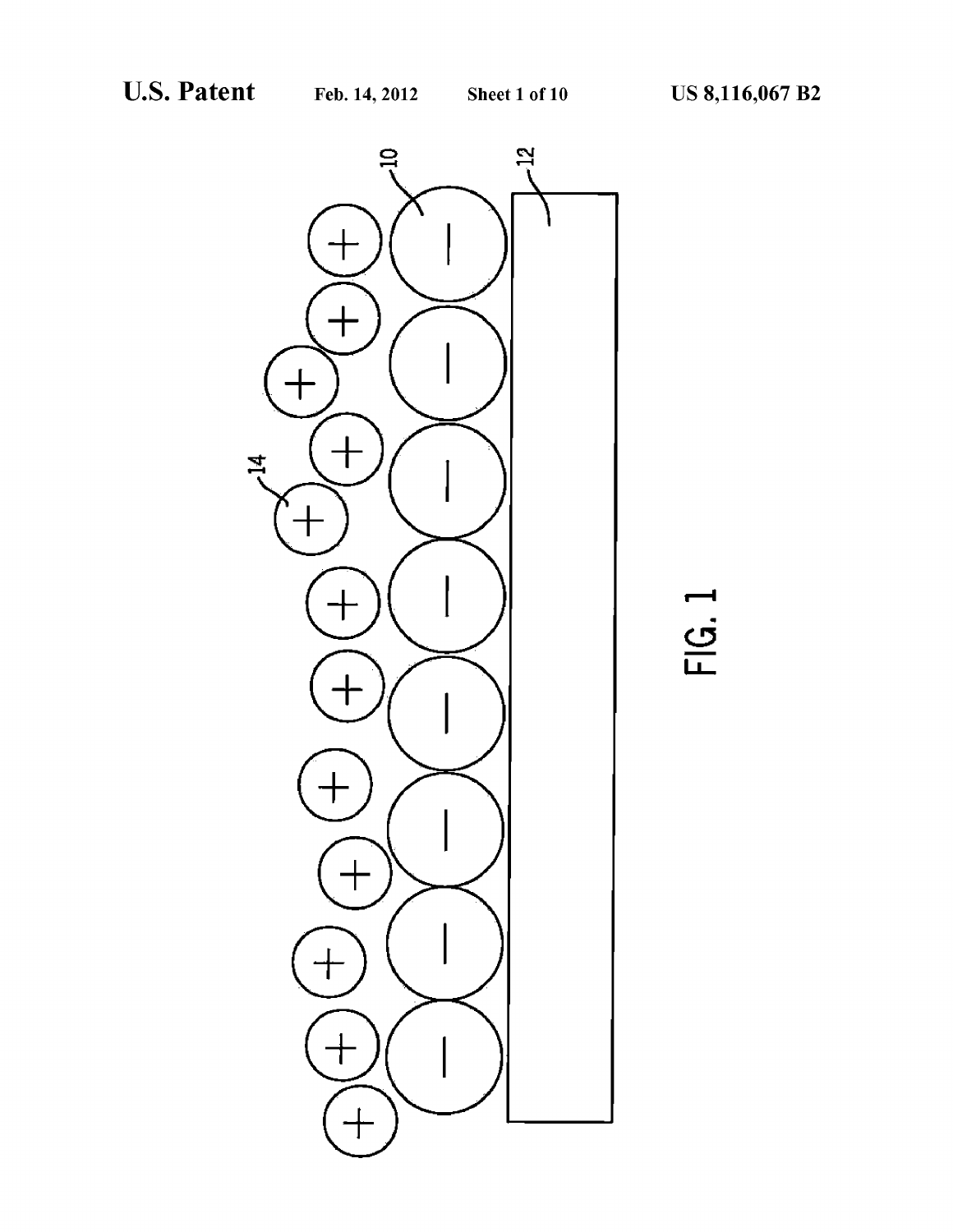FIG. 1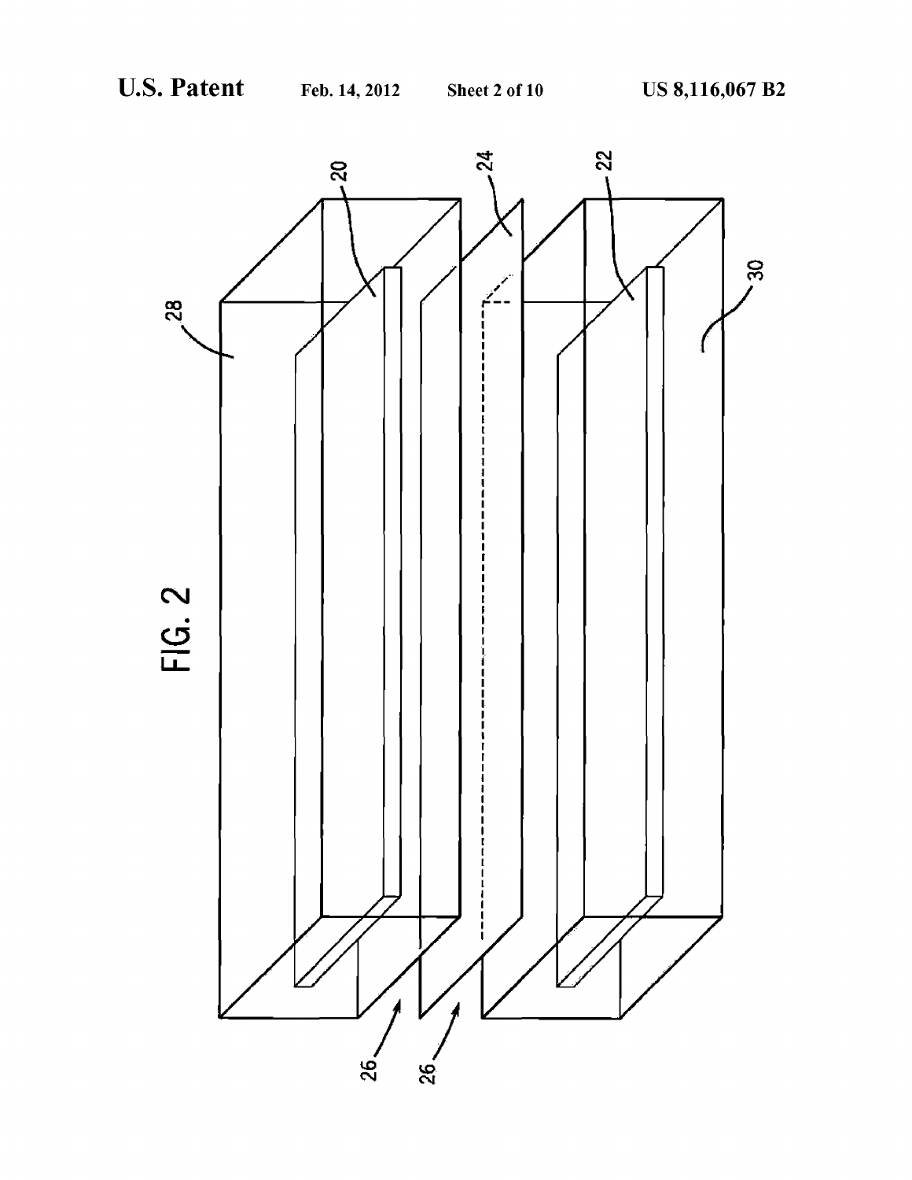FIG. 2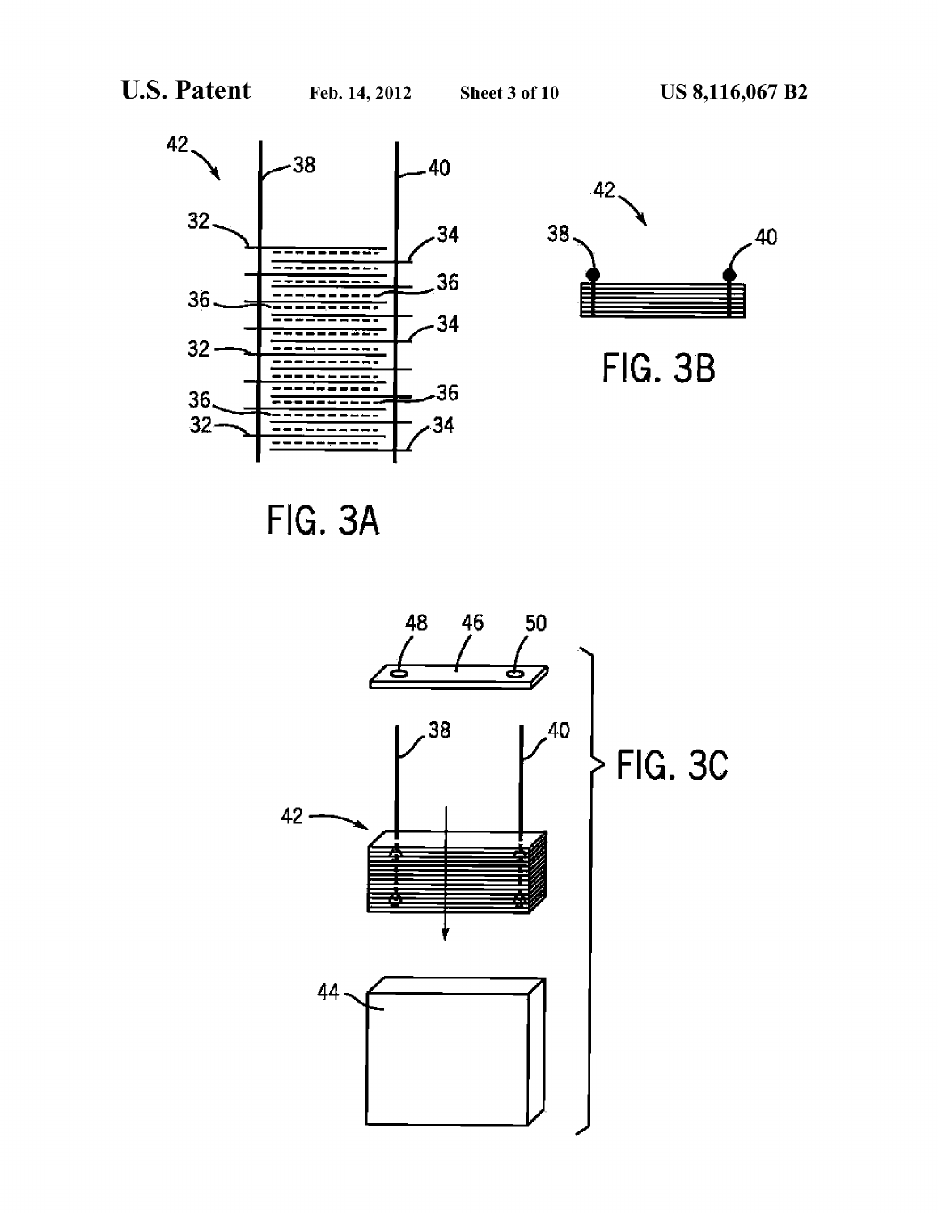FIG. 3A

FIG. 3B

FIG. 3C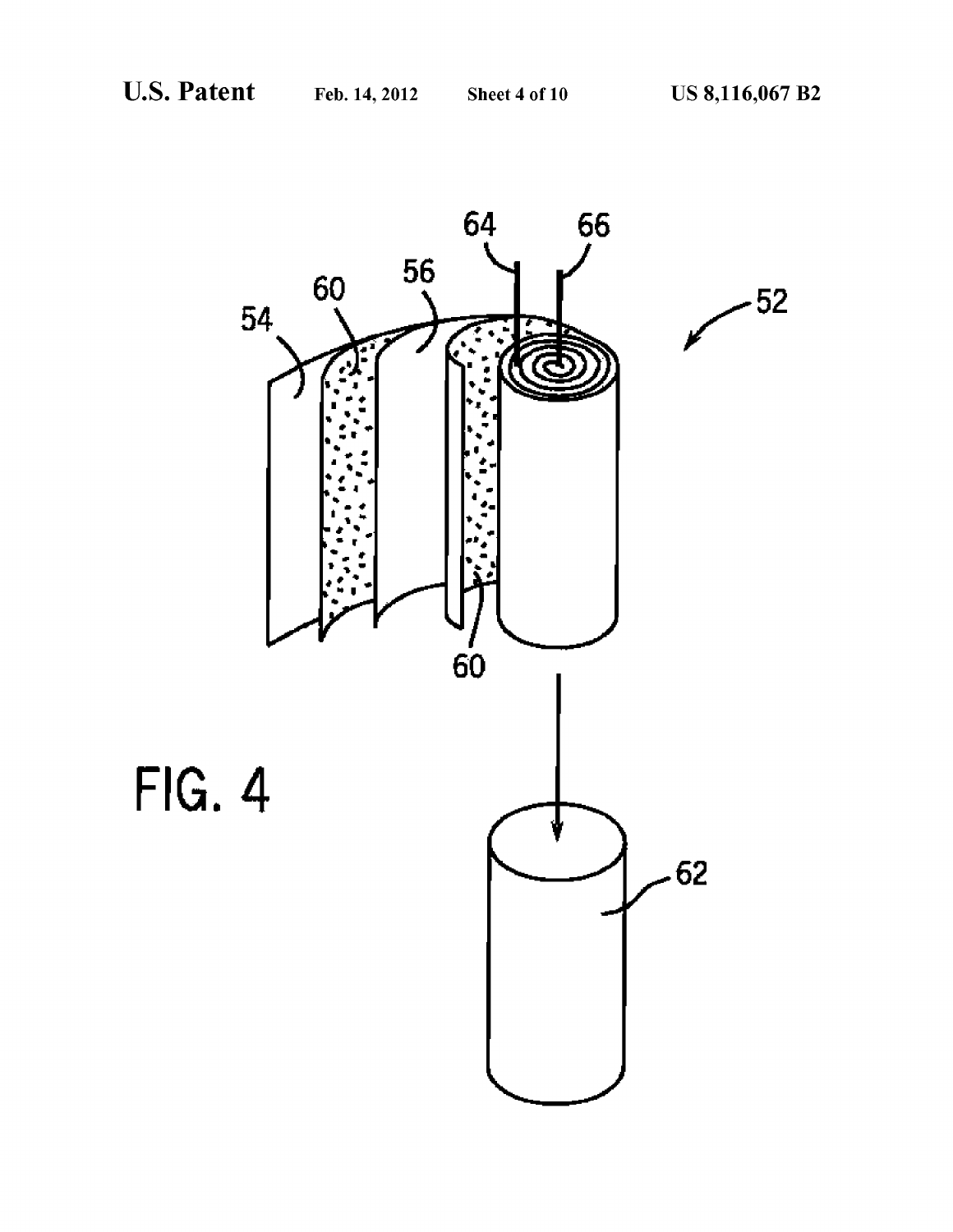FIG. 4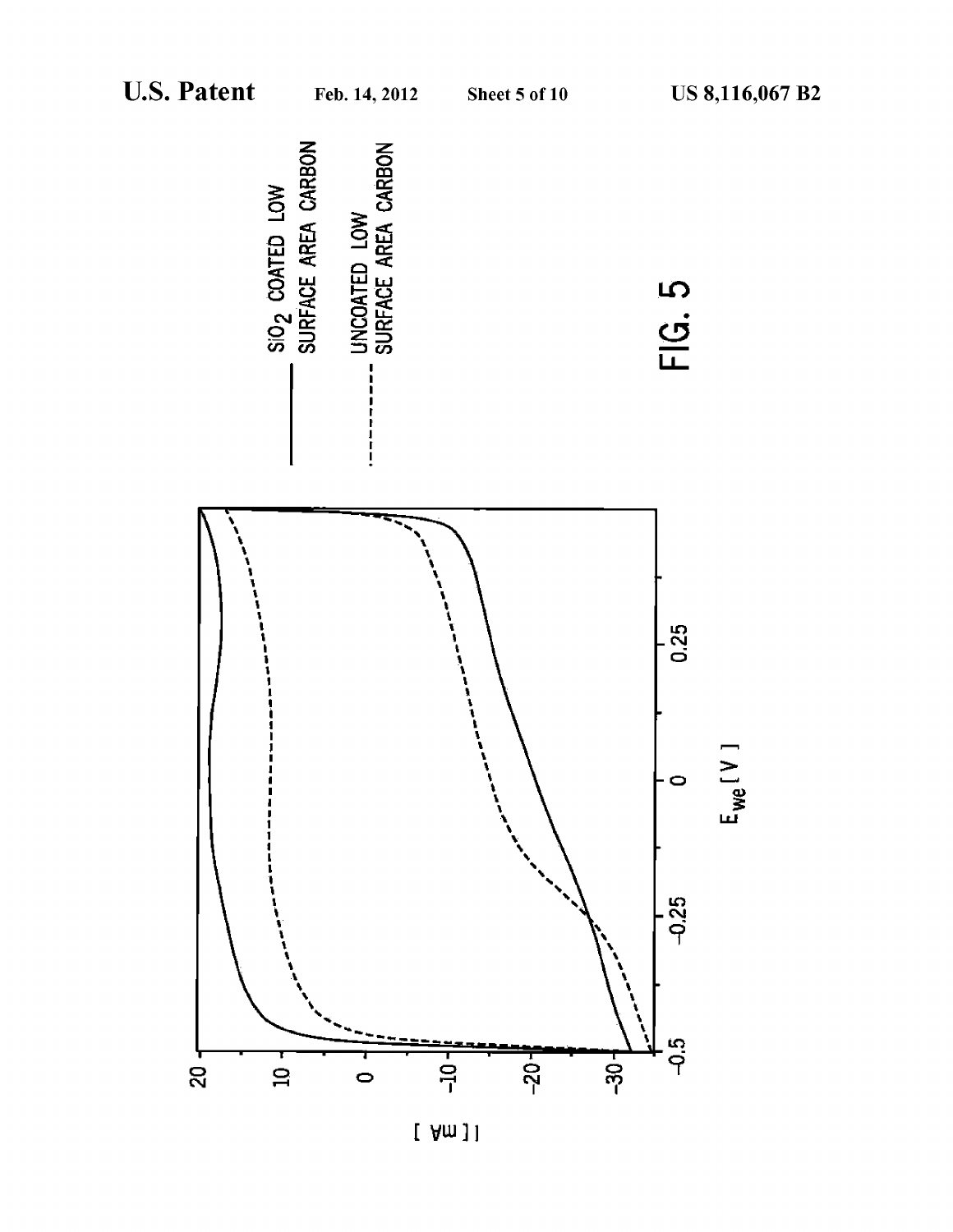SiO$_2$ COATED LOW SURFACE AREA CARBON

UNCOATED LOW SURFACE AREA CARBON

$E_{we}$ [ V ]

I [ mA ]

FIG. 5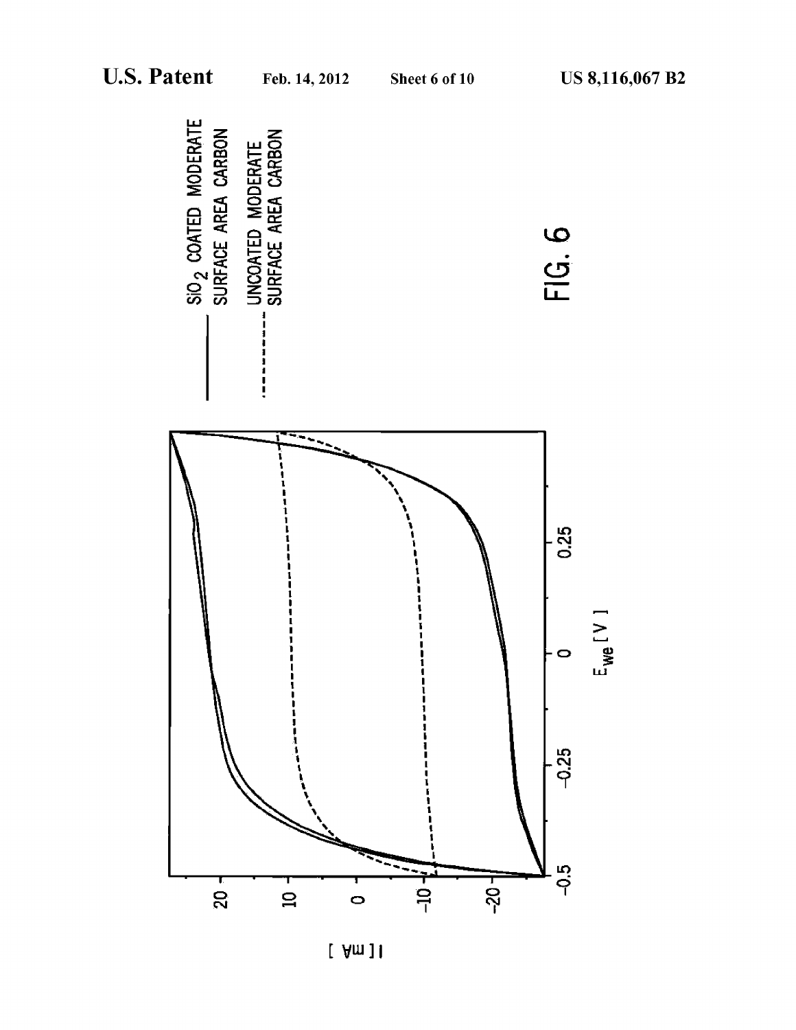FIG. 6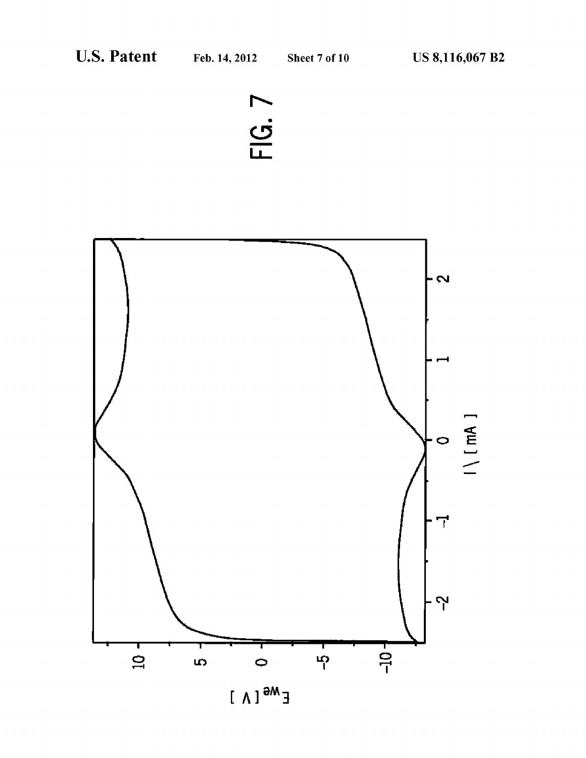FIG. 7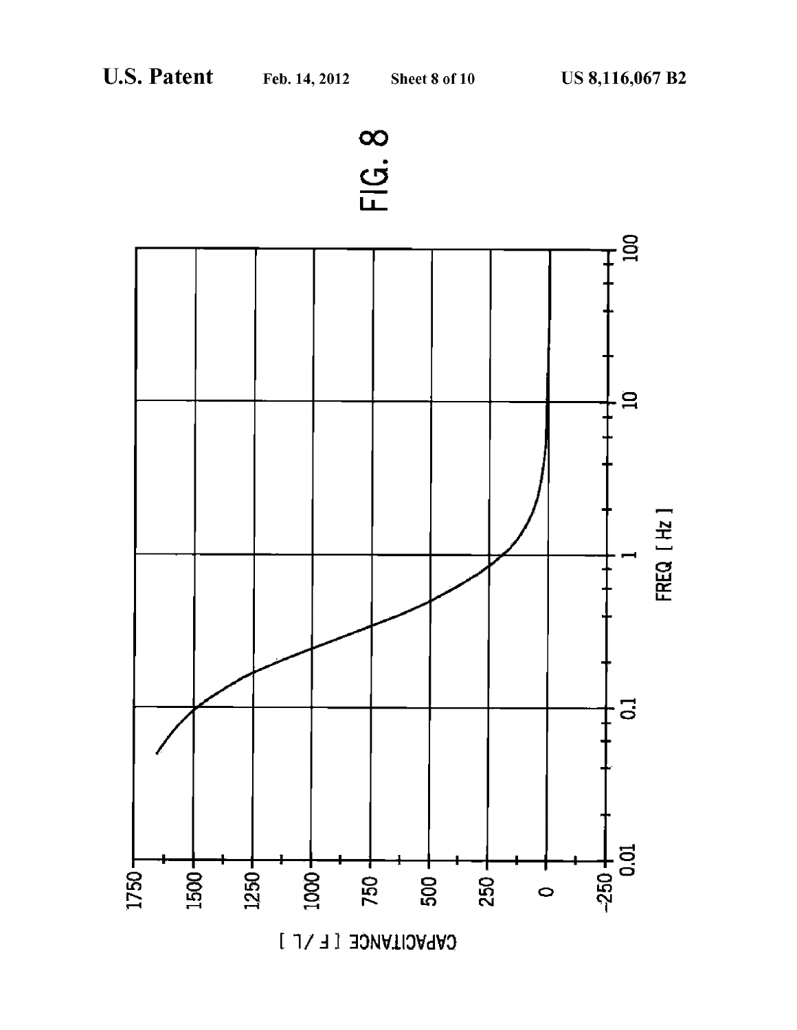FIG. 8

CAPACITANCE [ F / L ]

FREQ [ Hz ]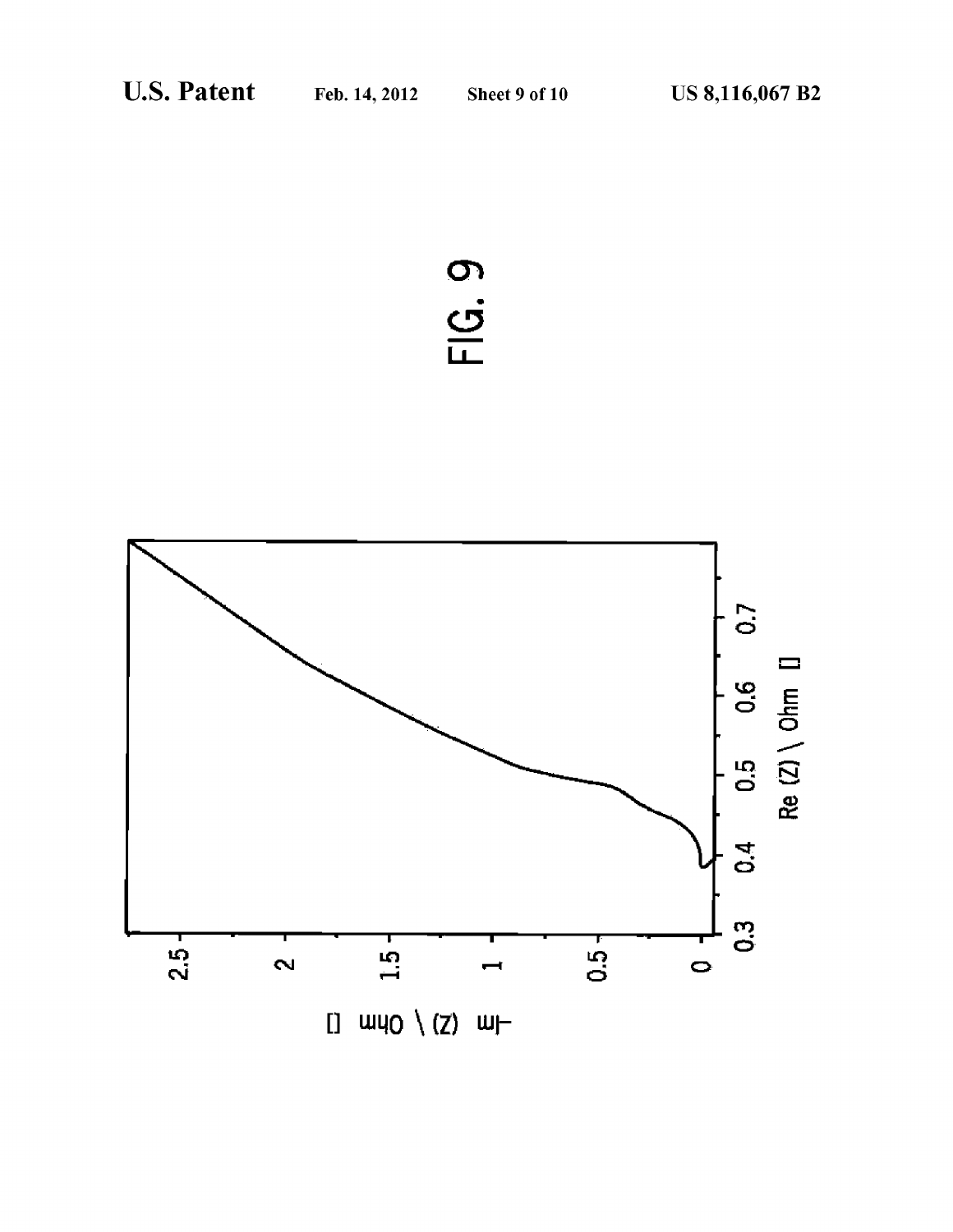FIG. 9

-Im (Z) \ Ohm []

Re (Z) \ Ohm []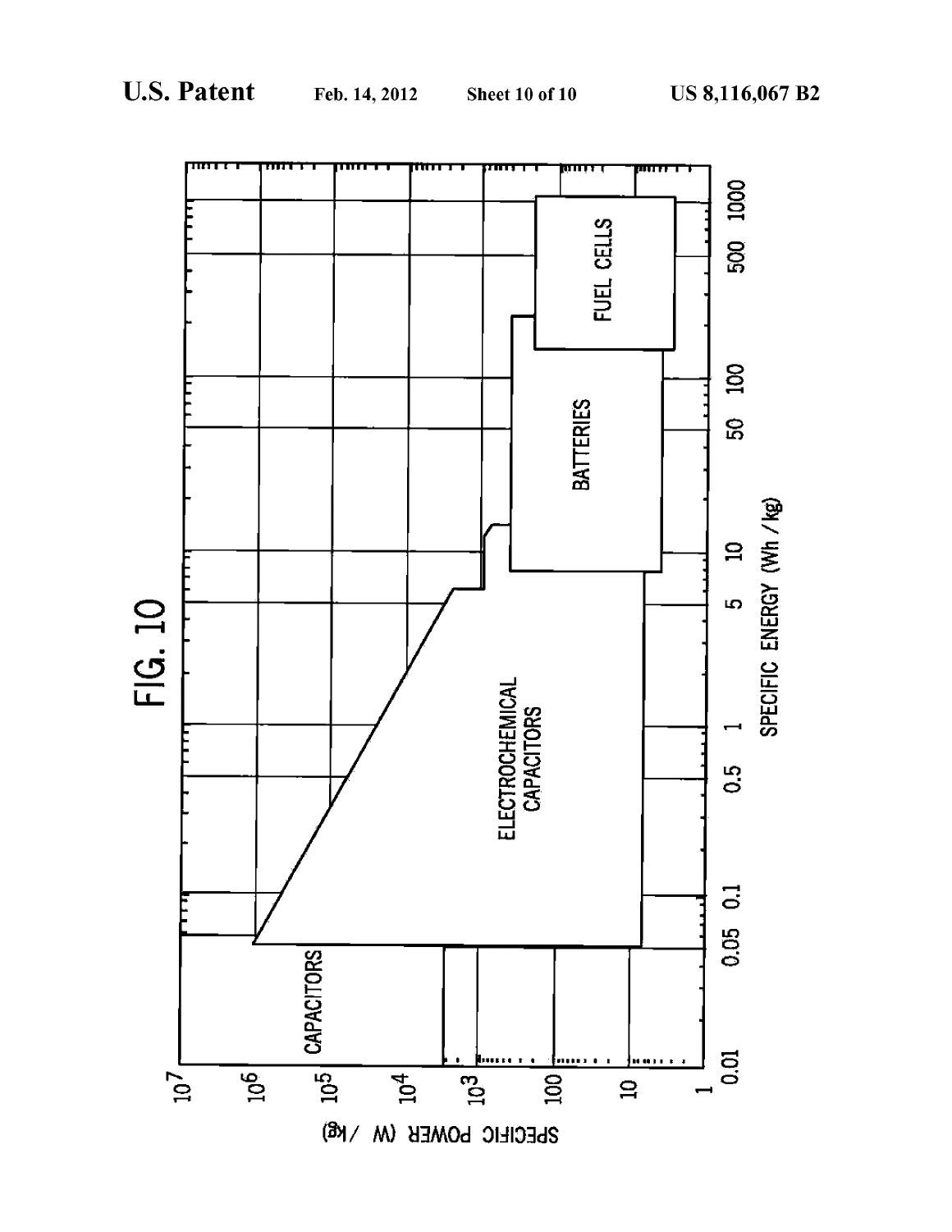FIG. 10

CAPACITORS

ELECTROCHEMICAL CAPACITORS

BATTERIES

FUEL CELLS

SPECIFIC POWER (W / kg)

SPECIFIC ENERGY (Wh / kg)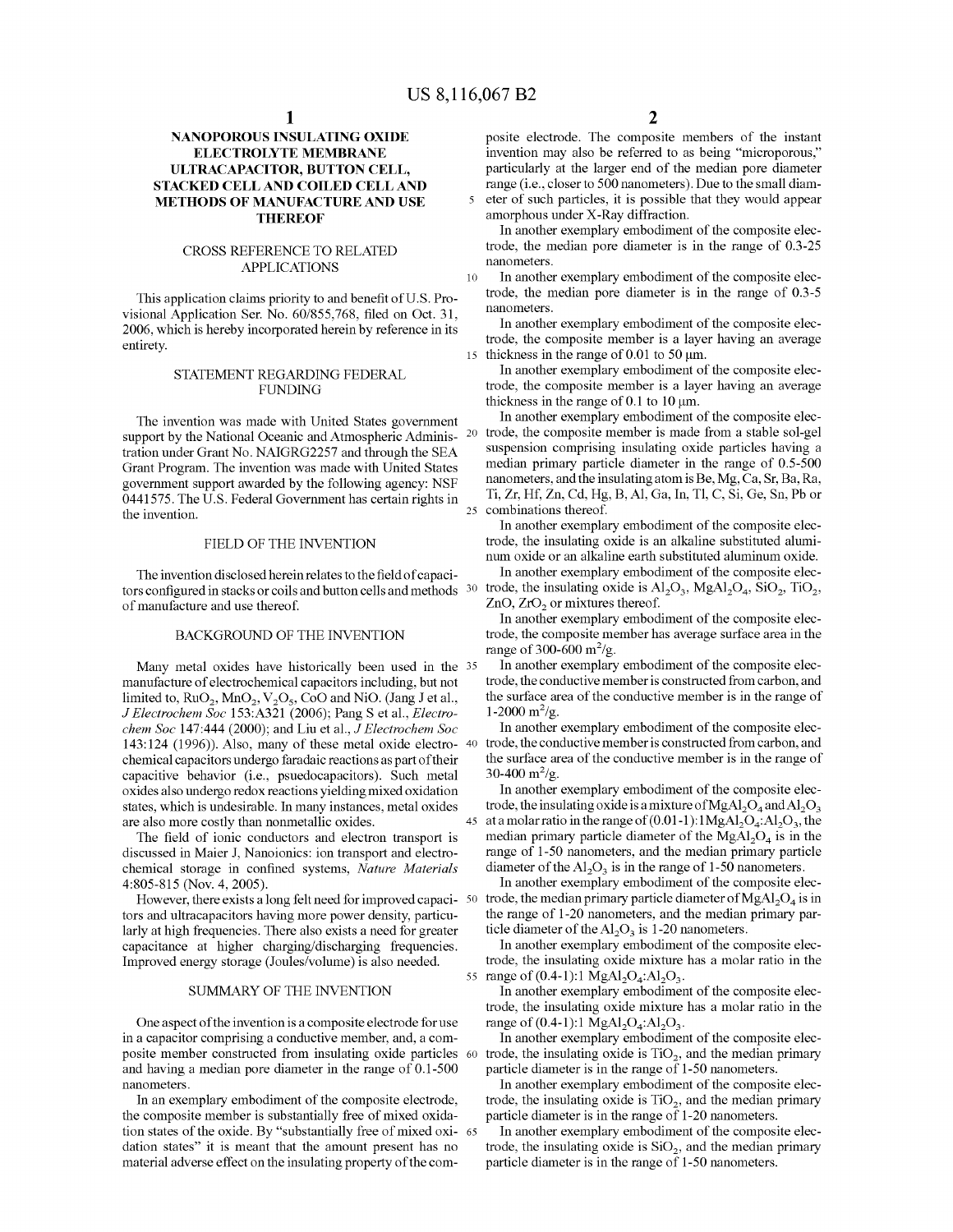# NANOPOROUS INSULATING OXIDE ELECTROLYTE MEMBRANE ULTRACAPACITOR, BUTTON CELL, STACKED CELL AND COILED CELL AND METHODS OF MANUFACTURE AND USE THEREOF

## CROSS REFERENCE TO RELATED APPLICATIONS

This application claims priority to and benefit of U.S. Provisional Application Ser. No. 60/855,768, filed on Oct. 31, 2006, which is hereby incorporated herein by reference in its entirety.

## STATEMENT REGARDING FEDERAL FUNDING

The invention was made with United States government support by the National Oceanic and Atmospheric Administration under Grant No. NAIGRG2257 and through the SEA Grant Program. The invention was made with United States government support awarded by the following agency: NSF 0441575. The U.S. Federal Government has certain rights in the invention.

## FIELD OF THE INVENTION

The invention disclosed herein relates to the field of capacitors configured in stacks or coils and button cells and methods of manufacture and use thereof.

## BACKGROUND OF THE INVENTION

Many metal oxides have historically been used in the manufacture of electrochemical capacitors including, but not limited to, $RuO_2$, $MnO_2$, $V_2O_5$, CoO and NiO. (Jang J et al., *J Electrochem Soc* 153:A321 (2006); Pang S et al., *Electrochem Soc* 147:444 (2000); and Liu et al., *J Electrochem Soc* 143:124 (1996)). Also, many of these metal oxide electrochemical capacitors undergo faradaic reactions as part of their capacitive behavior (i.e., psuedocapacitors). Such metal oxides also undergo redox reactions yielding mixed oxidation states, which is undesirable. In many instances, metal oxides are also more costly than nonmetallic oxides.

The field of ionic conductors and electron transport is discussed in Maier J, Nanoionics: ion transport and electrochemical storage in confined systems, *Nature Materials* 4:805-815 (Nov. 4, 2005).

However, there exists a long felt need for improved capacitors and ultracapacitors having more power density, particularly at high frequencies. There also exists a need for greater capacitance at higher charging/discharging frequencies. Improved energy storage (Joules/volume) is also needed.

## SUMMARY OF THE INVENTION

One aspect of the invention is a composite electrode for use in a capacitor comprising a conductive member, and, a composite member constructed from insulating oxide particles and having a median pore diameter in the range of 0.1-500 nanometers.

In an exemplary embodiment of the composite electrode, the composite member is substantially free of mixed oxidation states of the oxide. By "substantially free of mixed oxidation states" it is meant that the amount present has no material adverse effect on the insulating property of the composite electrode. The composite members of the instant invention may also be referred to as being "microporous," particularly at the larger end of the median pore diameter range (i.e., closer to 500 nanometers). Due to the small diameter of such particles, it is possible that they would appear amorphous under X-Ray diffraction.

In another exemplary embodiment of the composite electrode, the median pore diameter is in the range of 0.3-25 nanometers.

In another exemplary embodiment of the composite electrode, the median pore diameter is in the range of 0.3-5 nanometers.

In another exemplary embodiment of the composite electrode, the composite member is a layer having an average thickness in the range of 0.01 to 50 μm.

In another exemplary embodiment of the composite electrode, the composite member is a layer having an average thickness in the range of 0.1 to 10 μm.

In another exemplary embodiment of the composite electrode, the composite member is made from a stable sol-gel suspension comprising insulating oxide particles having a median primary particle diameter in the range of 0.5-500 nanometers, and the insulating atom is Be, Mg, Ca, Sr, Ba, Ra, Ti, Zr, Hf, Zn, Cd, Hg, B, Al, Ga, In, Tl, C, Si, Ge, Sn, Pb or combinations thereof.

In another exemplary embodiment of the composite electrode, the insulating oxide is an alkaline substituted aluminum oxide or an alkaline earth substituted aluminum oxide.

In another exemplary embodiment of the composite electrode, the insulating oxide is $Al_2O_3$, $MgAl_2O_4$, $SiO_2$, $TiO_2$, ZnO, $ZrO_2$ or mixtures thereof.

In another exemplary embodiment of the composite electrode, the composite member has average surface area in the range of 300-600 $m^2/g$.

In another exemplary embodiment of the composite electrode, the conductive member is constructed from carbon, and the surface area of the conductive member is in the range of 1-2000 $m^2/g$.

In another exemplary embodiment of the composite electrode, the conductive member is constructed from carbon, and the surface area of the conductive member is in the range of 30-400 $m^2/g$.

In another exemplary embodiment of the composite electrode, the insulating oxide is a mixture of $MgAl_2O_4$ and $Al_2O_3$ at a molar ratio in the range of (0.01-1):1$MgAl_2O_4$:$Al_2O_3$, the median primary particle diameter of the $MgAl_2O_4$ is in the range of 1-50 nanometers, and the median primary particle diameter of the $Al_2O_3$ is in the range of 1-50 nanometers.

In another exemplary embodiment of the composite electrode, the median primary particle diameter of $MgAl_2O_4$ is in the range of 1-20 nanometers, and the median primary particle diameter of the $Al_2O_3$ is 1-20 nanometers.

In another exemplary embodiment of the composite electrode, the insulating oxide mixture has a molar ratio in the range of (0.4-1):1 $MgAl_2O_4$:$Al_2O_3$.

In another exemplary embodiment of the composite electrode, the insulating oxide mixture has a molar ratio in the range of (0.4-1):1 $MgAl_2O_4$:$Al_2O_3$.

In another exemplary embodiment of the composite electrode, the insulating oxide is $TiO_2$, and the median primary particle diameter is in the range of 1-50 nanometers.

In another exemplary embodiment of the composite electrode, the insulating oxide is $TiO_2$, and the median primary particle diameter is in the range of 1-20 nanometers.

In another exemplary embodiment of the composite electrode, the insulating oxide is $SiO_2$, and the median primary particle diameter is in the range of 1-50 nanometers.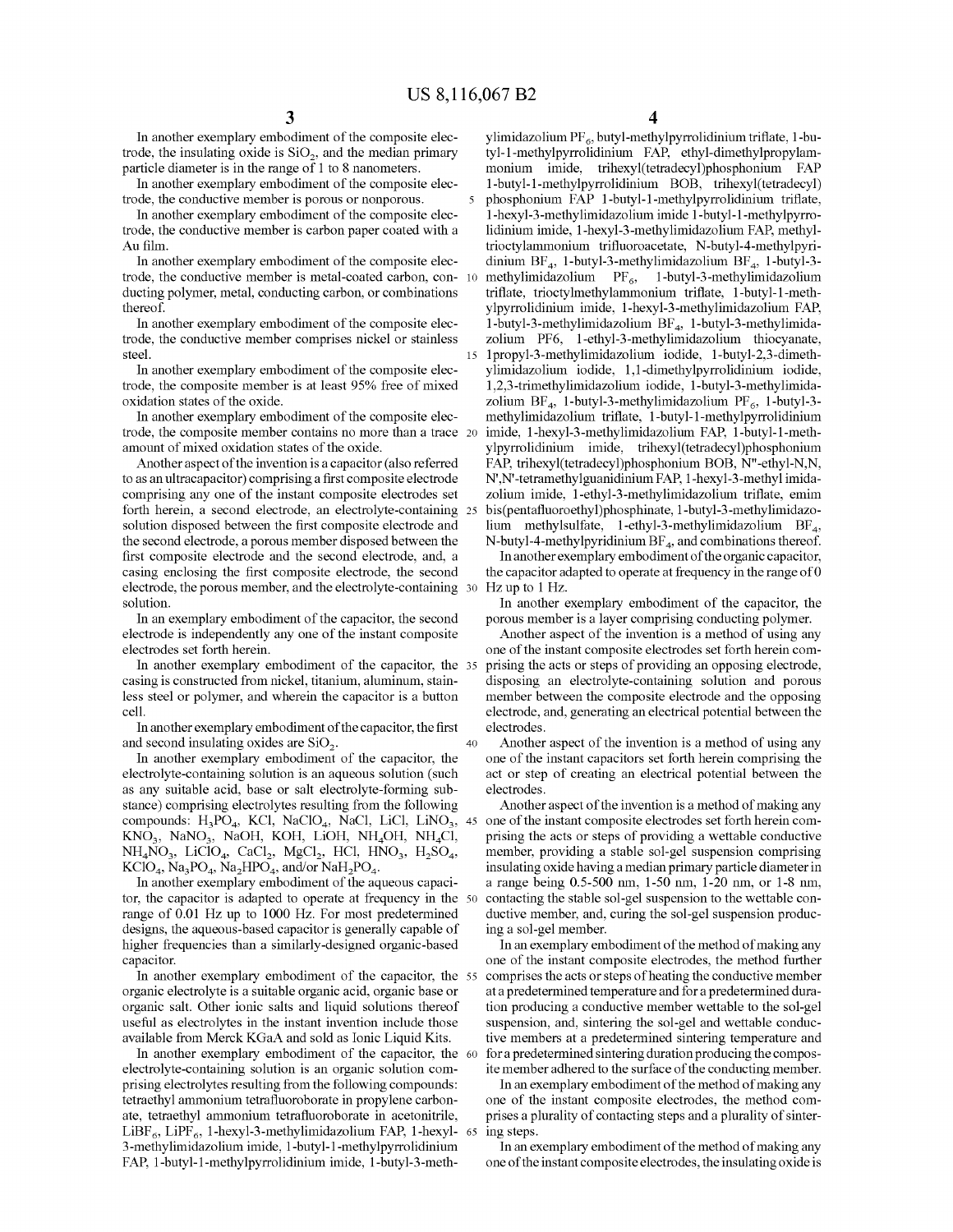In another exemplary embodiment of the composite electrode, the insulating oxide is $SiO_2$, and the median primary particle diameter is in the range of 1 to 8 nanometers.

In another exemplary embodiment of the composite electrode, the conductive member is porous or nonporous.

In another exemplary embodiment of the composite electrode, the conductive member is carbon paper coated with a Au film.

In another exemplary embodiment of the composite electrode, the conductive member is metal-coated carbon, conducting polymer, metal, conducting carbon, or combinations thereof.

In another exemplary embodiment of the composite electrode, the conductive member comprises nickel or stainless steel.

In another exemplary embodiment of the composite electrode, the composite member is at least 95% free of mixed oxidation states of the oxide.

In another exemplary embodiment of the composite electrode, the composite member contains no more than a trace amount of mixed oxidation states of the oxide.

Another aspect of the invention is a capacitor (also referred to as an ultracapacitor) comprising a first composite electrode comprising any one of the instant composite electrodes set forth herein, a second electrode, an electrolyte-containing solution disposed between the first composite electrode and the second electrode, a porous member disposed between the first composite electrode and the second electrode, and, a casing enclosing the first composite electrode, the second electrode, the porous member, and the electrolyte-containing solution.

In an exemplary embodiment of the capacitor, the second electrode is independently any one of the instant composite electrodes set forth herein.

In another exemplary embodiment of the capacitor, the casing is constructed from nickel, titanium, aluminum, stainless steel or polymer, and wherein the capacitor is a button cell.

In another exemplary embodiment of the capacitor, the first and second insulating oxides are $SiO_2$.

In another exemplary embodiment of the capacitor, the electrolyte-containing solution is an aqueous solution (such as any suitable acid, base or salt electrolyte-forming substance) comprising electrolytes resulting from the following compounds: $H_3PO_4$, KCl, $NaClO_4$, NaCl, LiCl, $LiNO_3$, $KNO_3$, $NaNO_3$, NaOH, KOH, LiOH, $NH_4OH$, $NH_4Cl$, $NH_4NO_3$, $LiClO_4$, $CaCl_2$, $MgCl_2$, HCl, $HNO_3$, $H_2SO_4$, $KClO_4$, $Na_3PO_4$, $Na_2HPO_4$, and/or $NaH_2PO_4$.

In another exemplary embodiment of the aqueous capacitor, the capacitor is adapted to operate at frequency in the range of 0.01 Hz up to 1000 Hz. For most predetermined designs, the aqueous-based capacitor is generally capable of higher frequencies than a similarly-designed organic-based capacitor.

In another exemplary embodiment of the capacitor, the organic electrolyte is a suitable organic acid, organic base or organic salt. Other ionic salts and liquid solutions thereof useful as electrolytes in the instant invention include those available from Merck KGaA and sold as Ionic Liquid Kits.

In another exemplary embodiment of the capacitor, the electrolyte-containing solution is an organic solution comprising electrolytes resulting from the following compounds: tetraethyl ammonium tetrafluoroborate in propylene carbonate, tetraethyl ammonium tetrafluoroborate in acetonitrile, $LiBF_6$, $LiPF_6$, 1-hexyl-3-methylimidazolium FAP, 1-hexyl-3-methylimidazolium imide, 1-butyl-1-methylpyrrolidinium FAP, 1-butyl-1-methylpyrrolidinium imide, 1-butyl-3-methylimidazolium $PF_6$, butyl-methylpyrrolidinium triflate, 1-butyl-1-methylpyrrolidinium FAP, ethyl-dimethylpropylammonium imide, trihexyl(tetradecyl)phosphonium FAP 1-butyl-1-methylpyrrolidinium BOB, trihexyl(tetradecyl) phosphonium FAP 1-butyl-1-methylpyrrolidinium triflate, 1-hexyl-3-methylimidazolium imide 1-butyl-1-methylpyrrolidinium imide, 1-hexyl-3-methylimidazolium FAP, methyltrioctylammonium trifluoroacetate, N-butyl-4-methylpyridinium $BF_4$, 1-butyl-3-methylimidazolium $BF_4$, 1-butyl-3-methylimidazolium $PF_6$, 1-butyl-3-methylimidazolium triflate, trioctylmethylammonium triflate, 1-butyl-1-methylpyrrolidinium imide, 1-hexyl-3-methylimidazolium FAP, 1-butyl-3-methylimidazolium $BF_4$, 1-butyl-3-methylimidazolium PF6, 1-ethyl-3-methylimidazolium thiocyanate, 1propyl-3-methylimidazolium iodide, 1-butyl-2,3-dimethylimidazolium iodide, 1,1-dimethylpyrrolidinium iodide, 1,2,3-trimethylimidazolium iodide, 1-butyl-3-methylimidazolium $BF_4$, 1-butyl-3-methylimidazolium $PF_6$, 1-butyl-3-methylimidazolium triflate, 1-butyl-1-methylpyrrolidinium imide, 1-hexyl-3-methylimidazolium FAP, 1-butyl-1-methylpyrrolidinium imide, trihexyl(tetradecyl)phosphonium FAP, trihexyl(tetradecyl)phosphonium BOB, N"-ethyl-N,N,N',N'-tetramethylguanidinium FAP, 1-hexyl-3-methyl imidazolium imide, 1-ethyl-3-methylimidazolium triflate, emim bis(pentafluoroethyl)phosphinate, 1-butyl-3-methylimidazolium methylsulfate, 1-ethyl-3-methylimidazolium $BF_4$, N-butyl-4-methylpyridinium $BF_4$, and combinations thereof.

In another exemplary embodiment of the organic capacitor, the capacitor adapted to operate at frequency in the range of 0 Hz up to 1 Hz.

In another exemplary embodiment of the capacitor, the porous member is a layer comprising conducting polymer.

Another aspect of the invention is a method of using any one of the instant composite electrodes set forth herein comprising the acts or steps of providing an opposing electrode, disposing an electrolyte-containing solution and porous member between the composite electrode and the opposing electrode, and, generating an electrical potential between the electrodes.

Another aspect of the invention is a method of using any one of the instant capacitors set forth herein comprising the act or step of creating an electrical potential between the electrodes.

Another aspect of the invention is a method of making any one of the instant composite electrodes set forth herein comprising the acts or steps of providing a wettable conductive member, providing a stable sol-gel suspension comprising insulating oxide having a median primary particle diameter in a range being 0.5-500 nm, 1-50 nm, 1-20 nm, or 1-8 nm, contacting the stable sol-gel suspension to the wettable conductive member, and, curing the sol-gel suspension producing a sol-gel member.

In an exemplary embodiment of the method of making any one of the instant composite electrodes, the method further comprises the acts or steps of heating the conductive member at a predetermined temperature and for a predetermined duration producing a conductive member wettable to the sol-gel suspension, and, sintering the sol-gel and wettable conductive members at a predetermined sintering temperature and for a predetermined sintering duration producing the composite member adhered to the surface of the conducting member.

In an exemplary embodiment of the method of making any one of the instant composite electrodes, the method comprises a plurality of contacting steps and a plurality of sintering steps.

In an exemplary embodiment of the method of making any one of the instant composite electrodes, the insulating oxide is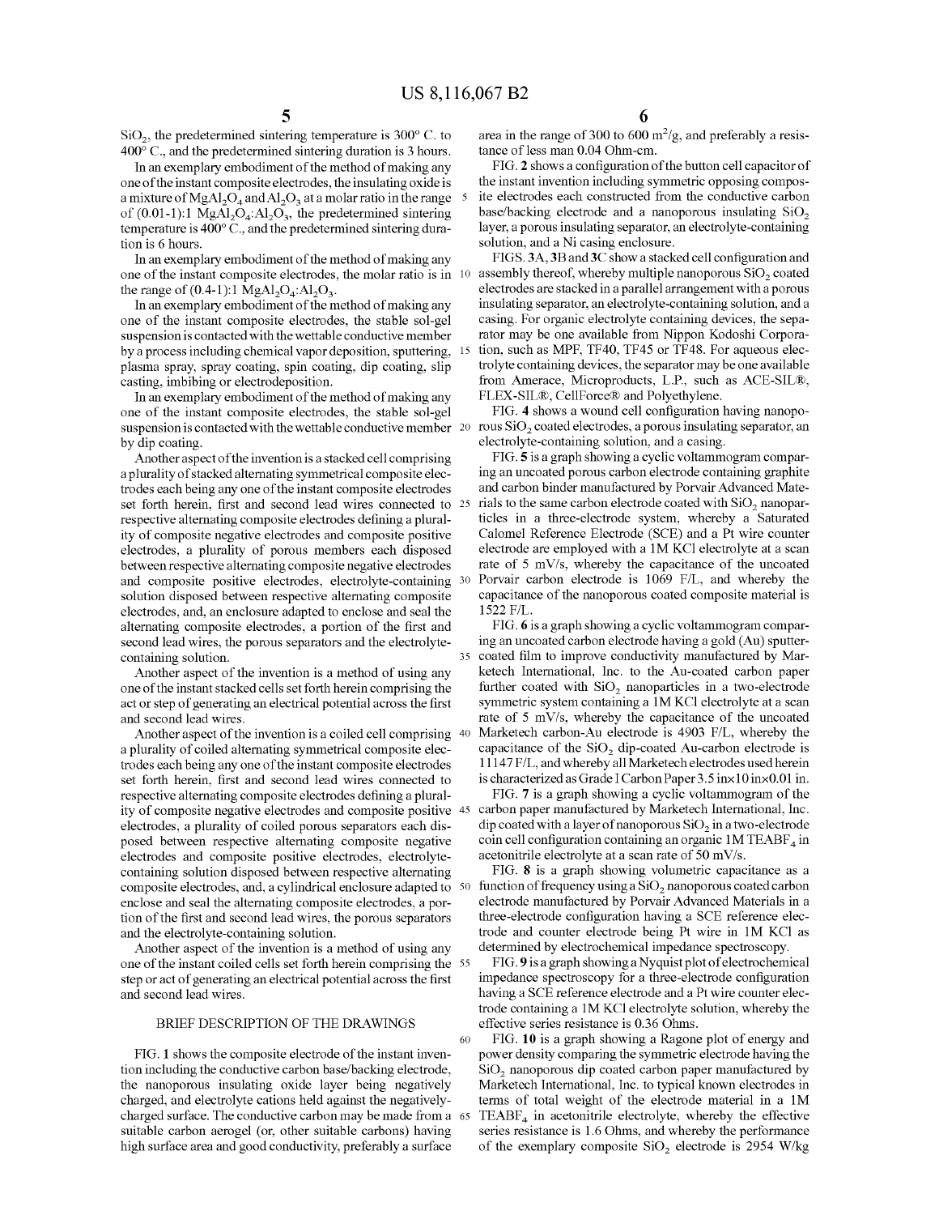$SiO_2$, the predetermined sintering temperature is 300° C. to 400° C., and the predetermined sintering duration is 3 hours.

In an exemplary embodiment of the method of making any one of the instant composite electrodes, the insulating oxide is a mixture of $MgAl_2O_4$ and $Al_2O_3$ at a molar ratio in the range of (0.01-1):1 $MgAl_2O_4$:$Al_2O_3$, the predetermined sintering temperature is 400° C., and the predetermined sintering duration is 6 hours.

In an exemplary embodiment of the method of making any one of the instant composite electrodes, the molar ratio is in the range of (0.4-1):1 $MgAl_2O_4$:$Al_2O_3$.

In an exemplary embodiment of the method of making any one of the instant composite electrodes, the stable sol-gel suspension is contacted with the wettable conductive member by a process including chemical vapor deposition, sputtering, plasma spray, spray coating, spin coating, dip coating, slip casting, imbibing or electrodeposition.

In an exemplary embodiment of the method of making any one of the instant composite electrodes, the stable sol-gel suspension is contacted with the wettable conductive member by dip coating.

Another aspect of the invention is a stacked cell comprising a plurality of stacked alternating symmetrical composite electrodes each being any one of the instant composite electrodes set forth herein, first and second lead wires connected to respective alternating composite electrodes defining a plurality of composite negative electrodes and composite positive electrodes, a plurality of porous members each disposed between respective alternating composite negative electrodes and composite positive electrodes, electrolyte-containing solution disposed between respective alternating composite electrodes, and, an enclosure adapted to enclose and seal the alternating composite electrodes, a portion of the first and second lead wires, the porous separators and the electrolyte-containing solution.

Another aspect of the invention is a method of using any one of the instant stacked cells set forth herein comprising the act or step of generating an electrical potential across the first and second lead wires.

Another aspect of the invention is a coiled cell comprising a plurality of coiled alternating symmetrical composite electrodes each being any one of the instant composite electrodes set forth herein, first and second lead wires connected to respective alternating composite electrodes defining a plurality of composite negative electrodes and composite positive electrodes, a plurality of coiled porous separators each disposed between respective alternating composite negative electrodes and composite positive electrodes, electrolyte-containing solution disposed between respective alternating composite electrodes, and, a cylindrical enclosure adapted to enclose and seal the alternating composite electrodes, a portion of the first and second lead wires, the porous separators and the electrolyte-containing solution.

Another aspect of the invention is a method of using any one of the instant coiled cells set forth herein comprising the step or act of generating an electrical potential across the first and second lead wires.

## BRIEF DESCRIPTION OF THE DRAWINGS

FIG. 1 shows the composite electrode of the instant invention including the conductive carbon base/backing electrode, the nanoporous insulating oxide layer being negatively charged, and electrolyte cations held against the negatively-charged surface. The conductive carbon may be made from a suitable carbon aerogel (or, other suitable carbons) having high surface area and good conductivity, preferably a surface area in the range of 300 to 600 $m^2/g$, and preferably a resistance of less man 0.04 Ohm-cm.

FIG. 2 shows a configuration of the button cell capacitor of the instant invention including symmetric opposing composite electrodes each constructed from the conductive carbon base/backing electrode and a nanoporous insulating $SiO_2$ layer, a porous insulating separator, an electrolyte-containing solution, and a Ni casing enclosure.

FIGS. 3A, 3B and 3C show a stacked cell configuration and assembly thereof, whereby multiple nanoporous $SiO_2$ coated electrodes are stacked in a parallel arrangement with a porous insulating separator, an electrolyte-containing solution, and a casing. For organic electrolyte containing devices, the separator may be one available from Nippon Kodoshi Corporation, such as MPF, TF40, TF45 or TF48. For aqueous electrolyte containing devices, the separator may be one available from Amerace, Microproducts, L.P., such as ACE-SIL®, FLEX-SIL®, CellForce® and Polyethylene.

FIG. 4 shows a wound cell configuration having nanoporous $SiO_2$ coated electrodes, a porous insulating separator, an electrolyte-containing solution, and a casing.

FIG. 5 is a graph showing a cyclic voltammogram comparing an uncoated porous carbon electrode containing graphite and carbon binder manufactured by Porvair Advanced Materials to the same carbon electrode coated with $SiO_2$ nanoparticles in a three-electrode system, whereby a Saturated Calomel Reference Electrode (SCE) and a Pt wire counter electrode are employed with a 1M KCl electrolyte at a scan rate of 5 mV/s, whereby the capacitance of the uncoated Porvair carbon electrode is 1069 F/L, and whereby the capacitance of the nanoporous coated composite material is 1522 F/L.

FIG. 6 is a graph showing a cyclic voltammogram comparing an uncoated carbon electrode having a gold (Au) sputter-coated film to improve conductivity manufactured by Marketech International, Inc. to the Au-coated carbon paper further coated with $SiO_2$ nanoparticles in a two-electrode symmetric system containing a 1M KCl electrolyte at a scan rate of 5 mV/s, whereby the capacitance of the uncoated Marketech carbon-Au electrode is 4903 F/L, whereby the capacitance of the $SiO_2$ dip-coated Au-carbon electrode is 11147 F/L, and whereby all Marketech electrodes used herein is characterized as Grade I Carbon Paper 3.5 in×10 in×0.01 in.

FIG. 7 is a graph showing a cyclic voltammogram of the carbon paper manufactured by Marketech International, Inc. dip coated with a layer of nanoporous $SiO_2$ in a two-electrode coin cell configuration containing an organic 1M $TEABF_4$ in acetonitrile electrolyte at a scan rate of 50 mV/s.

FIG. 8 is a graph showing volumetric capacitance as a function of frequency using a $SiO_2$ nanoporous coated carbon electrode manufactured by Porvair Advanced Materials in a three-electrode configuration having a SCE reference electrode and counter electrode being Pt wire in 1M KCl as determined by electrochemical impedance spectroscopy.

FIG. 9 is a graph showing a Nyquist plot of electrochemical impedance spectroscopy for a three-electrode configuration having a SCE reference electrode and a Pt wire counter electrode containing a 1M KCl electrolyte solution, whereby the effective series resistance is 0.36 Ohms.

FIG. 10 is a graph showing a Ragone plot of energy and power density comparing the symmetric electrode having the $SiO_2$ nanoporous dip coated carbon paper manufactured by Marketech International, Inc. to typical known electrodes in terms of total weight of the electrode material in a 1M $TEABF_4$ in acetonitrile electrolyte, whereby the effective series resistance is 1.6 Ohms, and whereby the performance of the exemplary composite $SiO_2$ electrode is 2954 W/kg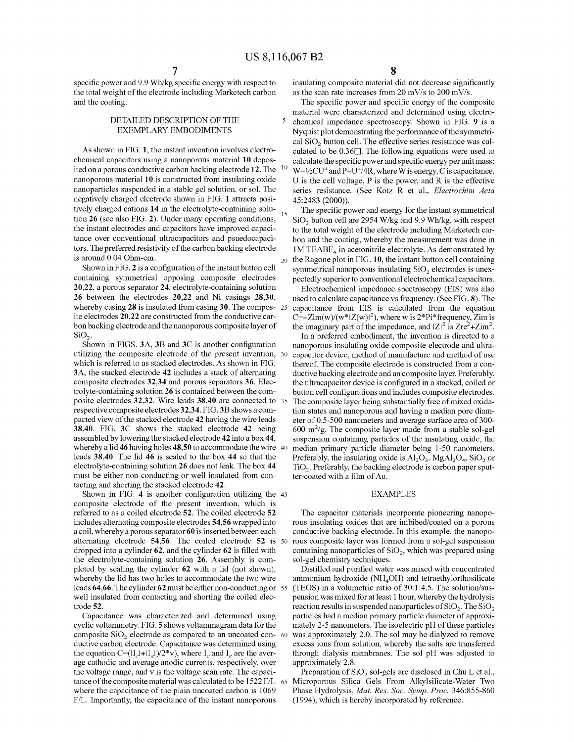specific power and 9.9 Wh/kg specific energy with respect to the total weight of the electrode including Marketech carbon and the coating.

## DETAILED DESCRIPTION OF THE EXEMPLARY EMBODIMENTS

As shown in FIG. 1, the instant invention involves electrochemical capacitors using a nanoporous material 10 deposited on a porous conductive carbon backing electrode 12. The nanoporous material 10 is constructed from insulating oxide nanoparticles suspended in a stable gel solution, or sol. The negatively charged electrode shown in FIG. 1 attracts positively charged cations 14 in the electrolyte-containing solution 26 (see also FIG. 2). Under many operating conditions, the instant electrodes and capacitors have improved capacitance over conventional ultracapacitors and psuedocapacitors. The preferred resistivity of the carbon backing electrode is around 0.04 Ohm-cm.

Shown in FIG. 2 is a configuration of the instant button cell containing symmetrical opposing composite electrodes 20,22, a porous separator 24, electrolyte-containing solution 26 between the electrodes 20,22 and Ni casings 28,30, whereby casing 28 is insulated from casing 30. The composite electrodes 20,22 are constructed from the conductive carbon backing electrode and the nanoporous composite layer of $SiO_2$.

Shown in FIGS. 3A, 3B and 3C is another configuration utilizing the composite electrode of the present invention, which is referred to as stacked electrodes. As shown in FIG. 3A, the stacked electrode 42 includes a stack of alternating composite electrodes 32,34 and porous separators 36. Electrolyte-containing solution 26 is contained between the composite electrodes 32,32. Wire leads 38,40 are connected to respective composite electrodes 32,34. FIG. 3B shows a compacted view of the stacked electrode 42 having the wire leads 38,40. FIG. 3C shows the stacked electrode 42 being assembled by lowering the stacked electrode 42 into a box 44, whereby a lid 46 having holes 48,50 to accommodate the wire leads 38,40. The lid 46 is sealed to the box 44 so that the electrolyte-containing solution 26 does not leak. The box 44 must be either non-conducting or well insulated from contacting and shorting the stacked electrode 42.

Shown in FIG. 4 is another configuration utilizing the composite electrode of the present invention, which is referred to as a coiled electrode 52. The coiled electrode 52 includes alternating composite electrodes 54,56 wrapped into a coil, whereby a porous separator 60 is inserted between each alternating electrode 54,56. The coiled electrode 52 is dropped into a cylinder 62, and the cylinder 62 is filled with the electrolyte-containing solution 26. Assembly is completed by sealing the cylinder 62 with a lid (not shown), whereby the lid has two holes to accommodate the two wire leads 64,66. The cylinder 62 must be either non-conducting or well insulated from contacting and shorting the coiled electrode 52.

Capacitance was characterized and determined using cyclic voltammetry. FIG. 5 shows voltammagram data for the composite $SiO_2$ electrode as compared to an uncoated conductive carbon electrode. Capacitance was determined using the equation $C=(|I_c|+|I_a|)/2^*v)$, where $I_c$ and $I_a$ are the average cathodic and average anodic currents, respectively, over the voltage range, and v is the voltage scan rate. The capacitance of the composite material was calculated to be 1522 F/L where the capacitance of the plain uncoated carbon is 1069 F/L. Importantly, the capacitance of the instant nanoporous insulating composite material did not decrease significantly as the scan rate increases from 20 mV/s to 200 mV/s.

The specific power and specific energy of the composite material were characterized and determined using electrochemical impedance spectroscopy. Shown in FIG. 9 is a Nyquist plot demonstrating the performance of the symmetrical $SiO_2$ button cell. The effective series resistance was calculated to be 0.36□. The following equations were used to calculate the specific power and specific energy per unit mass: $W=\frac{1}{2}CU^2$ and $P=U^2/4R$, where W is energy, C is capacitance, U is the cell voltage, P is the power, and R is the effective series resistance. (See Kotz R et al., *Electrochim Acta* 45:2483 (2000)).

The specific power and energy for the instant symmetrical $SiO_2$ button cell are 2954 W/kg and 9.9 Wh/kg, with respect to the total weight of the electrode including Marketech carbon and the coating, whereby the measurement was done in 1M $TEABF_4$ in acetonitrile electrolyte. As demonstrated by the Ragone plot in FIG. 10, the instant button cell containing symmetrical nanoporous insulating $SiO_2$ electrodes is unexpectedly superior to conventional electrochemical capacitors.

Electrochemical impedance spectroscopy (EIS) was also used to calculate capacitance vs frequency. (See FIG. 8). The capacitance from EIS is calculated from the equation $C=-Zim(w)/(w^*|Z(w)|^2)$, where w is 2*Pi*frequency, Zim is the imaginary part of the impedance, and $|Z|^2$ is $Zre^2+Zim^2$.

In a preferred embodiment, the invention is directed to a nanoporous insulating oxide composite electrode and ultracapacitor device, method of manufacture and method of use thereof. The composite electrode is constructed from a conductive backing electrode and an composite layer. Preferably, the ultracapacitor device is configured in a stacked, coiled or button cell configurations and includes composite electrodes. The composite layer being substantially free of mixed oxidation states and nanoporous and having a median pore diameter of 0.5-500 nanometers and average surface area of 300-600 $m^2/g$. The composite layer made from a stable sol-gel suspension containing particles of the insulating oxide, the median primary particle diameter being 1-50 nanometers. Preferably, the insulating oxide is $Al_2O_3$, $MgAl_2O_4$, $SiO_2$ or $TiO_2$. Preferably, the backing electrode is carbon paper sputter-coated with a film of Au.

## EXAMPLES

The capacitor materials incorporate pioneering nanoporous insulating oxides that are imbibed/coated on a porous conductive backing electrode. In this example, the nanoporous composite layer was formed from a sol-gel suspension containing nanoparticles of $SiO_2$, which was prepared using sol-gel chemistry techniques.

Distilled and purified water was mixed with concentrated ammonium hydroxide ($NH_4OH$) and tetraethylorthosilicate (TEOS) in a volumetric ratio of 30:1:4.5. The solution/suspension was mixed for at least 1 hour, whereby the hydrolysis reaction results in suspended nanoparticles of $SiO_2$. The $SiO_2$ particles had a median primary particle diameter of approximately 2-5 nanometers. The isoelectric pH of these particles was approximately 2.0. The sol may be dialyzed to remove excess ions from solution, whereby the salts are transferred through dialysis membranes. The sol pH was adjusted to approximately 2.8.

Preparation of $SiO_2$ sol-gels are disclosed in Chu L et al., Microporous Silica Gels From Alkylsilicate-Water Two Phase Hydrolysis, *Mat. Res. Soc. Symp. Proc.* 346:855-860 (1994), which is hereby incorporated by reference.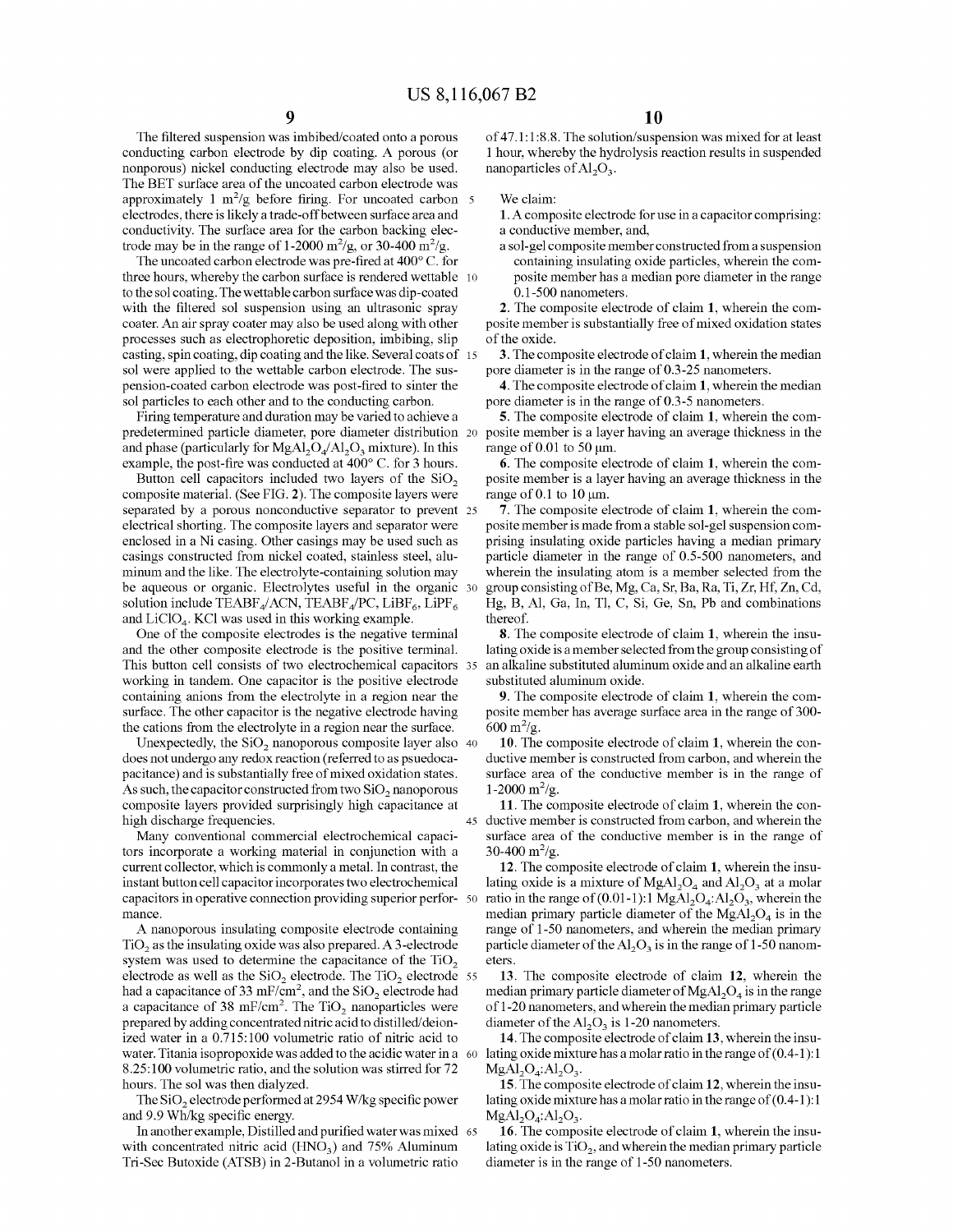The filtered suspension was imbibed/coated onto a porous conducting carbon electrode by dip coating. A porous (or nonporous) nickel conducting electrode may also be used. The BET surface area of the uncoated carbon electrode was approximately 1 $m^2/g$ before firing. For uncoated carbon electrodes, there is likely a trade-off between surface area and conductivity. The surface area for the carbon backing electrode may be in the range of 1-2000 $m^2/g$, or 30-400 $m^2/g$.

The uncoated carbon electrode was pre-fired at 400° C. for three hours, whereby the carbon surface is rendered wettable to the sol coating. The wettable carbon surface was dip-coated with the filtered sol suspension using an ultrasonic spray coater. An air spray coater may also be used along with other processes such as electrophoretic deposition, imbibing, slip casting, spin coating, dip coating and the like. Several coats of sol were applied to the wettable carbon electrode. The suspension-coated carbon electrode was post-fired to sinter the sol particles to each other and to the conducting carbon.

Firing temperature and duration may be varied to achieve a predetermined particle diameter, pore diameter distribution and phase (particularly for $MgAl_2O_4/Al_2O_3$ mixture). In this example, the post-fire was conducted at 400° C. for 3 hours.

Button cell capacitors included two layers of the $SiO_2$ composite material. (See FIG. 2). The composite layers were separated by a porous nonconductive separator to prevent electrical shorting. The composite layers and separator were enclosed in a Ni casing. Other casings may be used such as casings constructed from nickel coated, stainless steel, aluminum and the like. The electrolyte-containing solution may be aqueous or organic. Electrolytes useful in the organic solution include $TEABF_4$/ACN, $TEABF_4$/PC, $LiBF_6$, $LiPF_6$ and $LiClO_4$. KCl was used in this working example.

One of the composite electrodes is the negative terminal and the other composite electrode is the positive terminal. This button cell consists of two electrochemical capacitors working in tandem. One capacitor is the positive electrode containing anions from the electrolyte in a region near the surface. The other capacitor is the negative electrode having the cations from the electrolyte in a region near the surface.

Unexpectedly, the $SiO_2$ nanoporous composite layer also does not undergo any redox reaction (referred to as psuedocapacitance) and is substantially free of mixed oxidation states. As such, the capacitor constructed from two $SiO_2$ nanoporous composite layers provided surprisingly high capacitance at high discharge frequencies.

Many conventional commercial electrochemical capacitors incorporate a working material in conjunction with a current collector, which is commonly a metal. In contrast, the instant button cell capacitor incorporates two electrochemical capacitors in operative connection providing superior performance.

A nanoporous insulating composite electrode containing $TiO_2$ as the insulating oxide was also prepared. A 3-electrode system was used to determine the capacitance of the $TiO_2$ electrode as well as the $SiO_2$ electrode. The $TiO_2$ electrode had a capacitance of 33 $mF/cm^2$, and the $SiO_2$ electrode had a capacitance of 38 $mF/cm^2$. The $TiO_2$ nanoparticles were prepared by adding concentrated nitric acid to distilled/deionized water in a 0.715:100 volumetric ratio of nitric acid to water. Titania isopropoxide was added to the acidic water in a 8.25:100 volumetric ratio, and the solution was stirred for 72 hours. The sol was then dialyzed.

The $SiO_2$ electrode performed at 2954 W/kg specific power and 9.9 Wh/kg specific energy.

In another example, Distilled and purified water was mixed with concentrated nitric acid ($HNO_3$) and 75% Aluminum Tri-Sec Butoxide (ATSB) in 2-Butanol in a volumetric ratio of 47.1:1:8.8. The solution/suspension was mixed for at least 1 hour, whereby the hydrolysis reaction results in suspended nanoparticles of $Al_2O_3$.

We claim:

1. A composite electrode for use in a capacitor comprising: a conductive member, and,

a sol-gel composite member constructed from a suspension containing insulating oxide particles, wherein the composite member has a median pore diameter in the range 0.1-500 nanometers.

2. The composite electrode of claim 1, wherein the composite member is substantially free of mixed oxidation states of the oxide.

3. The composite electrode of claim 1, wherein the median pore diameter is in the range of 0.3-25 nanometers.

4. The composite electrode of claim 1, wherein the median pore diameter is in the range of 0.3-5 nanometers.

5. The composite electrode of claim 1, wherein the composite member is a layer having an average thickness in the range of 0.01 to 50 μm.

6. The composite electrode of claim 1, wherein the composite member is a layer having an average thickness in the range of 0.1 to 10 μm.

7. The composite electrode of claim 1, wherein the composite member is made from a stable sol-gel suspension comprising insulating oxide particles having a median primary particle diameter in the range of 0.5-500 nanometers, and wherein the insulating atom is a member selected from the group consisting of Be, Mg, Ca, Sr, Ba, Ra, Ti, Zr, Hf, Zn, Cd, Hg, B, Al, Ga, In, Tl, C, Si, Ge, Sn, Pb and combinations thereof.

8. The composite electrode of claim 1, wherein the insulating oxide is a member selected from the group consisting of an alkaline substituted aluminum oxide and an alkaline earth substituted aluminum oxide.

9. The composite electrode of claim 1, wherein the composite member has average surface area in the range of 300-600 $m^2/g$.

10. The composite electrode of claim 1, wherein the conductive member is constructed from carbon, and wherein the surface area of the conductive member is in the range of 1-2000 $m^2/g$.

11. The composite electrode of claim 1, wherein the conductive member is constructed from carbon, and wherein the surface area of the conductive member is in the range of 30-400 $m^2/g$.

12. The composite electrode of claim 1, wherein the insulating oxide is a mixture of $MgAl_2O_4$ and $Al_2O_3$ at a molar ratio in the range of (0.01-1):1 $MgAl_2O_4$:$Al_2O_3$, wherein the median primary particle diameter of the $MgAl_2O_4$ is in the range of 1-50 nanometers, and wherein the median primary particle diameter of the $Al_2O_3$ is in the range of 1-50 nanometers.

13. The composite electrode of claim 12, wherein the median primary particle diameter of $MgAl_2O_4$ is in the range of 1-20 nanometers, and wherein the median primary particle diameter of the $Al_2O_3$ is 1-20 nanometers.

14. The composite electrode of claim 13, wherein the insulating oxide mixture has a molar ratio in the range of (0.4-1):1 $MgAl_2O_4$:$Al_2O_3$.

15. The composite electrode of claim 12, wherein the insulating oxide mixture has a molar ratio in the range of (0.4-1):1 $MgAl_2O_4$:$Al_2O_3$.

16. The composite electrode of claim 1, wherein the insulating oxide is $TiO_2$, and wherein the median primary particle diameter is in the range of 1-50 nanometers.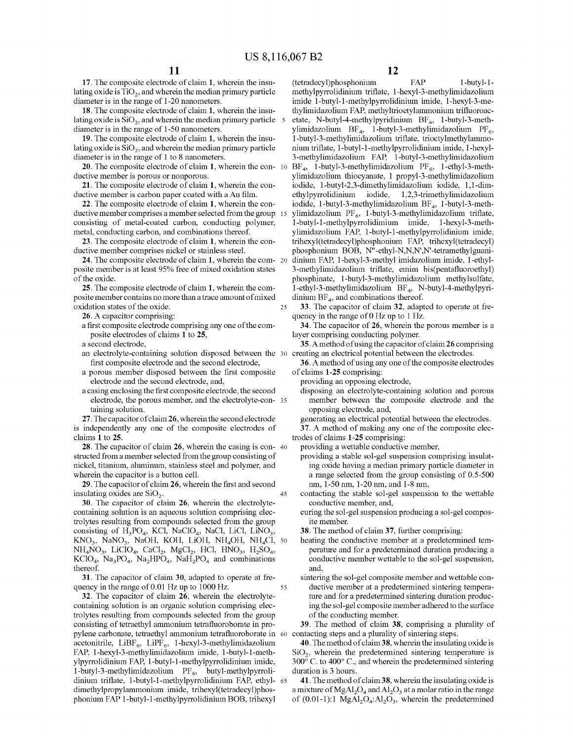17. The composite electrode of claim 1, wherein the insulating oxide is $TiO_2$, and wherein the median primary particle diameter is in the range of 1-20 nanometers.

18. The composite electrode of claim 1, wherein the insulating oxide is $SiO_2$, and wherein the median primary particle diameter is in the range of 1-50 nanometers.

19. The composite electrode of claim 1, wherein the insulating oxide is $SiO_2$, and wherein the median primary particle diameter is in the range of 1 to 8 nanometers.

20. The composite electrode of claim 1, wherein the conductive member is porous or nonporous.

21. The composite electrode of claim 1, wherein the conductive member is carbon paper coated with a Au film.

22. The composite electrode of claim 1, wherein the conductive member comprises a member selected from the group consisting of metal-coated carbon, conducting polymer, metal, conducting carbon, and combinations thereof.

23. The composite electrode of claim 1, wherein the conductive member comprises nickel or stainless steel.

24. The composite electrode of claim 1, wherein the composite member is at least 95% free of mixed oxidation states of the oxide.

25. The composite electrode of claim 1, wherein the composite member contains no more than a trace amount of mixed oxidation states of the oxide.

26. A capacitor comprising:

a first composite electrode comprising any one of the composite electrodes of claims 1 to 25,

a second electrode,

an electrolyte-containing solution disposed between the first composite electrode and the second electrode,

a porous member disposed between the first composite electrode and the second electrode, and,

a casing enclosing the first composite electrode, the second electrode, the porous member, and the electrolyte-containing solution.

27. The capacitor of claim 26, wherein the second electrode is independently any one of the composite electrodes of claims 1 to 25.

28. The capacitor of claim 26, wherein the casing is constructed from a member selected from the group consisting of nickel, titanium, aluminum, stainless steel and polymer, and wherein the capacitor is a button cell.

29. The capacitor of claim 26, wherein the first and second insulating oxides are $SiO_2$.

30. The capacitor of claim 26, wherein the electrolyte-containing solution is an aqueous solution comprising electrolytes resulting from compounds selected from the group consisting of $H_3PO_4$, KCl, $NaClO_4$, NaCl, LiCl, $LiNO_3$, $KNO_3$, $NaNO_3$, NaOH, KOH, LiOH, $NH_4OH$, $NH_4Cl$, $NH_4NO_3$, $LiClO_4$, $CaCl_2$, $MgCl_2$, HCl, $HNO_3$, $H_2SO_4$, $KClO_4$, $Na_3PO_4$, $Na_2HPO_4$, $NaH_2PO_4$ and combinations thereof.

31. The capacitor of claim 30, adapted to operate at frequency in the range of 0.01 Hz up to 1000 Hz.

32. The capacitor of claim 26, wherein the electrolyte-containing solution is an organic solution comprising electrolytes resulting from compounds selected from the group consisting of tetraethyl ammonium tetrafluoroborate in propylene carbonate, tetraethyl ammonium tetrafluoroborate in acetonitrile, $LiBF_6$, $LiPF_6$, 1-hexyl-3-methylimidazolium FAP, 1-hexyl-3-methylimidazolium imide, 1-butyl-1-methylpyrrolidinium FAP, 1-butyl-1-methylpyrrolidinium imide, 1-butyl-3-methylimidazolium $PF_6$, butyl-methylpyrrolidinium triflate, 1-butyl-1-methylpyrrolidinium FAP, ethyl-dimethylpropylammonium imide, trihexyl(tetradecyl)phosphonium FAP 1-butyl-1-methylpyrrolidinium BOB, trihexyl (tetradecyl)phosphonium FAP 1-butyl-1-methylpyrrolidinium triflate, 1-hexyl-3-methylimidazolium imide 1-butyl-1-methylpyrrolidinium imide, 1-hexyl-3-methylimidazolium FAP, methyltrioetylammonium trifluoroacetate, N-butyl-4-methylpyridinium $BF_4$, 1-butyl-3-methylimidazolium $BF_4$, 1-butyl-3-methylimidazolium $PF_6$, 1-butyl-3-methylimidazolium triflate, trioctylmethylammonium triflate, 1-butyl-1-methylpyrrolidinium imide, 1-hexyl-3-methylimidazolium FAP, 1-butyl-3-methylimidazolium $BF_4$, 1-butyl-3-methylimidazolium $PF_6$, 1-ethyl-3-methylimidazolium thiocyanate, 1 propyl-3-methylimidazolium iodide, 1-butyl-2,3-dimethylimidazolium iodide, 1,1-dimethylpyrrolidinium iodide, 1,2,3-trimethylimidazolium iodide, 1-butyl-3-methylimidazolium $BF_4$, 1-butyl-3-methylimidazolium $PF_6$, 1-butyl-3-methylimidazolium triflate, 1-butyl-1-methylpyrrolidimium imide, 1-hexyl-3-methylimidazolium FAP, 1-butyl-1-methylpyrrolidinium imide, trihexyl(tetradecyl)phosphonium FAP, trihexyl(tetradecyl) phosphonium BOB, N"-ethyl-N,N,N',N'-tetramethylguanidinium FAP, 1-hexyl-3-methyl imidazolium imide, 1-ethyl-3-methylimidazolium triflate, emim bis(pentafluoroethyl) phosphinate, 1-butyl-3-methylimidazolium methylsulfate, 1-ethyl-3-methylimidazolium $BF_4$, N-butyl-4-methylpyridinium $BF_4$, and combinations thereof.

33. The capacitor of claim 32, adapted to operate at frequency in the range of 0 Hz up to 1 Hz.

34. The capacitor of 26, wherein the porous member is a layer comprising conducting polymer.

35. A method of using the capacitor of claim 26 comprising creating an electrical potential between the electrodes.

36. A method of using any one of the composite electrodes of claims 1-25 comprising:

providing an opposing electrode,

disposing an electrolyte-containing solution and porous member between the composite electrode and the opposing electrode, and,

generating an electrical potential between the electrodes.

37. A method of making any one of the composite electrodes of claims 1-25 comprising:

providing a wettable conductive member,

providing a stable sol-gel suspension comprising insulating oxide having a median primary particle diameter in a range selected from the group consisting of 0.5-500 nm, 1-50 nm, 1-20 nm, and 1-8 nm,

contacting the stable sol-gel suspension to the wettable conductive member, and,

curing the sol-gel suspension producing a sol-gel composite member.

38. The method of claim 37, further comprising:

heating the conductive member at a predetermined temperature and for a predetermined duration producing a conductive member wettable to the sol-gel suspension, and,

sintering the sol-gel composite member and wettable conductive member at a predetermined sintering temperature and for a predetermined sintering duration producing the sol-gel composite member adhered to the surface of the conducting member.

39. The method of claim 38, comprising a plurality of contacting steps and a plurality of sintering steps.

40. The method of claim 38, wherein the insulating oxide is $SiO_2$, wherein the predetermined sintering temperature is 300° C. to 400° C., and wherein the predetermined sintering duration is 3 hours.

41. The method of claim 38, wherein the insulating oxide is a mixture of $MgAl_2O_4$ and $Al_2O_3$ at a molar ratio in the range of (0.01-1):1 $MgAl_2O_4$:$Al_2O_3$, wherein the predetermined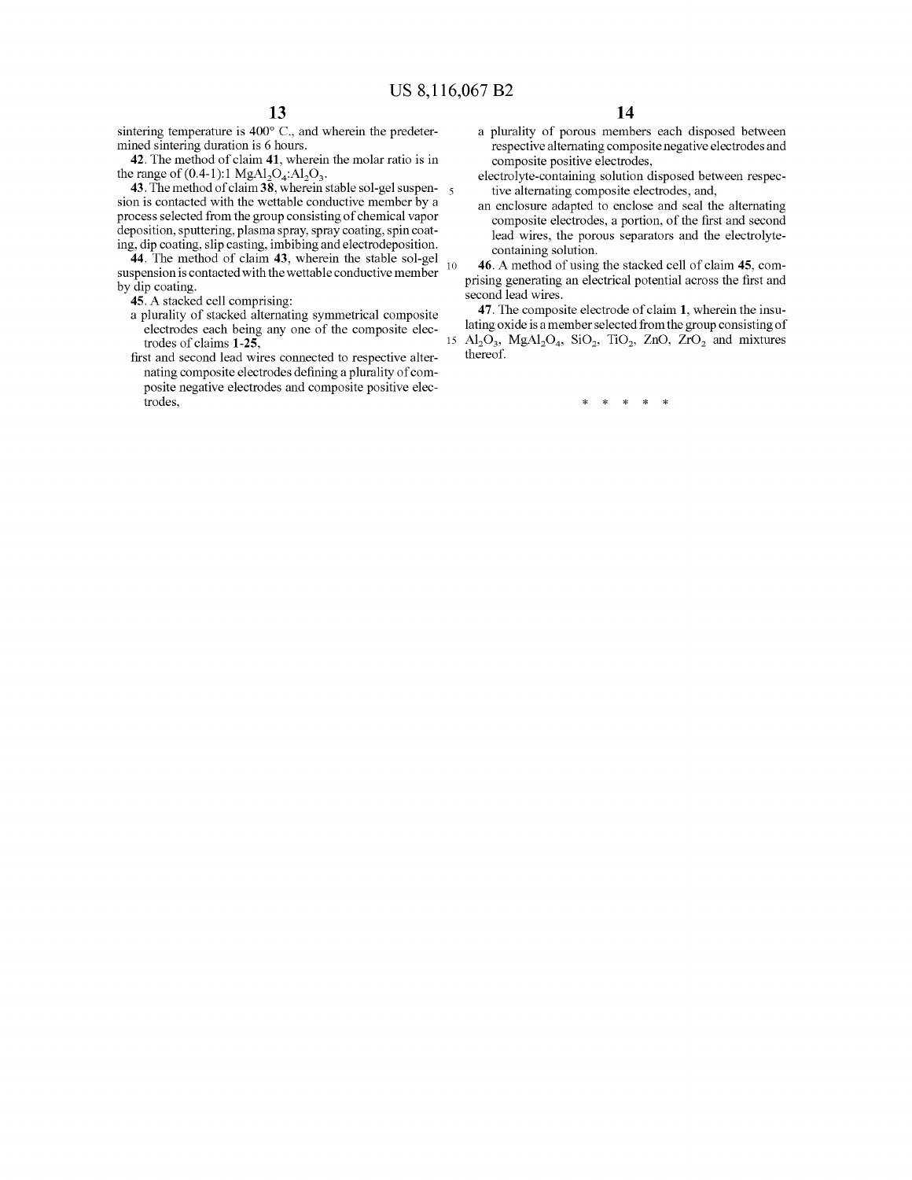sintering temperature is 400° C., and wherein the predetermined sintering duration is 6 hours.

**42**. The method of claim **41**, wherein the molar ratio is in the range of (0.4-1):1 $MgAl_2O_4$:$Al_2O_3$.

**43**. The method of claim **38**, wherein stable sol-gel suspension is contacted with the wettable conductive member by a process selected from the group consisting of chemical vapor deposition, sputtering, plasma spray, spray coating, spin coating, dip coating, slip casting, imbibing and electrodeposition.

**44**. The method of claim **43**, wherein the stable sol-gel suspension is contacted with the wettable conductive member by dip coating.

**45**. A stacked cell comprising:

- a plurality of stacked alternating symmetrical composite electrodes each being any one of the composite electrodes of claims **1-25**,
- first and second lead wires connected to respective alternating composite electrodes defining a plurality of composite negative electrodes and composite positive electrodes,
- a plurality of porous members each disposed between respective alternating composite negative electrodes and composite positive electrodes,
- electrolyte-containing solution disposed between respective alternating composite electrodes, and,
- an enclosure adapted to enclose and seal the alternating composite electrodes, a portion, of the first and second lead wires, the porous separators and the electrolyte-containing solution.

**46**. A method of using the stacked cell of claim **45**, comprising generating an electrical potential across the first and second lead wires.

**47**. The composite electrode of claim **1**, wherein the insulating oxide is a member selected from the group consisting of $Al_2O_3$, $MgAl_2O_4$, $SiO_2$, $TiO_2$, $ZnO$, $ZrO_2$ and mixtures thereof.

* * * * *